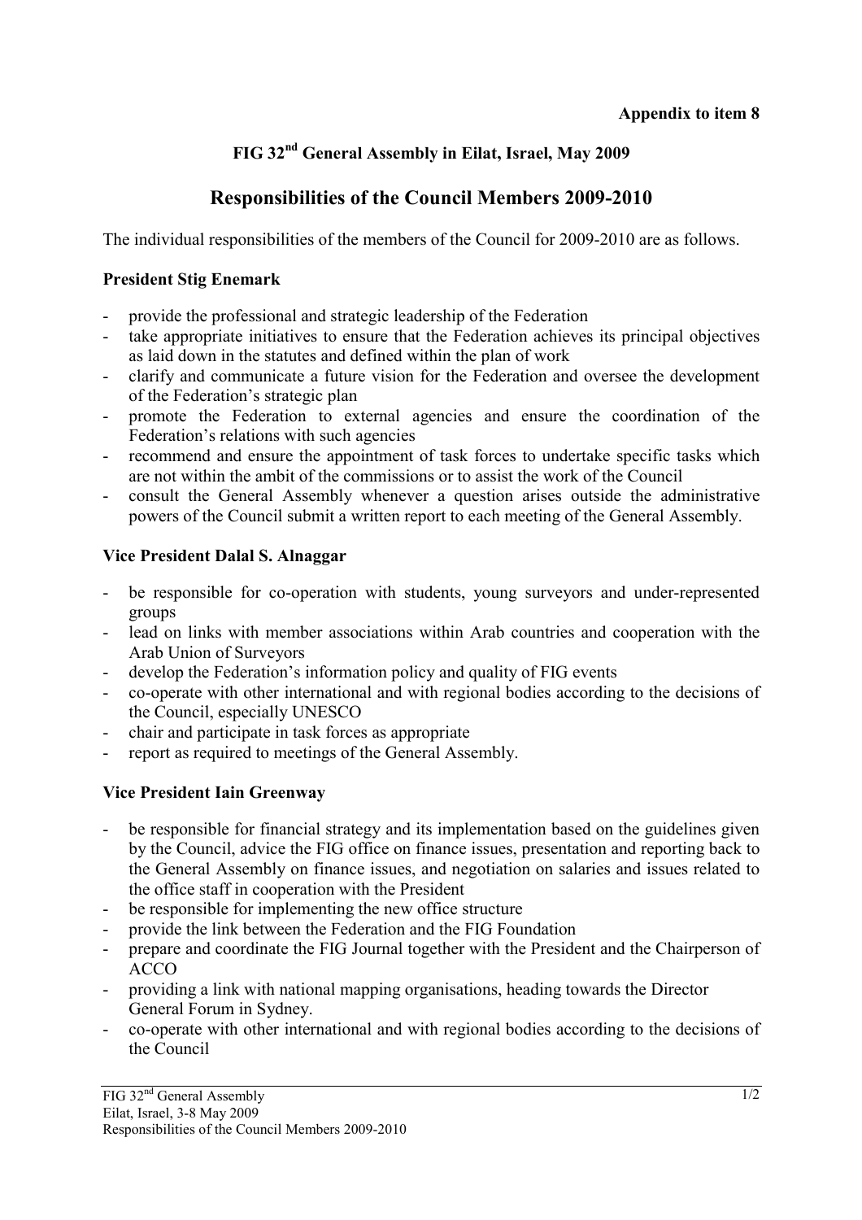**Appendix to item 8**

# FIG 32nd General Assembly in Eilat, Israel, May 2009

## Responsibilities of the Council Members 2009-2010

The individual responsibilities of the members of the Council for 2009-2010 are as follows.

### President Stig Enemark

- provide the professional and strategic leadership of the Federation
- take appropriate initiatives to ensure that the Federation achieves its principal objectives as laid down in the statutes and defined within the plan of work
- clarify and communicate a future vision for the Federation and oversee the development of the Federation's strategic plan
- promote the Federation to external agencies and ensure the coordination of the Federation's relations with such agencies
- recommend and ensure the appointment of task forces to undertake specific tasks which are not within the ambit of the commissions or to assist the work of the Council
- consult the General Assembly whenever a question arises outside the administrative powers of the Council submit a written report to each meeting of the General Assembly.

### Vice President Dalal S. Alnaggar

- be responsible for co-operation with students, young surveyors and under-represented groups
- lead on links with member associations within Arab countries and cooperation with the Arab Union of Surveyors
- develop the Federation's information policy and quality of FIG events
- co-operate with other international and with regional bodies according to the decisions of the Council, especially UNESCO
- chair and participate in task forces as appropriate
- report as required to meetings of the General Assembly.

### Vice President Iain Greenway

- be responsible for financial strategy and its implementation based on the guidelines given by the Council, advice the FIG office on finance issues, presentation and reporting back to the General Assembly on finance issues, and negotiation on salaries and issues related to the office staff in cooperation with the President
- be responsible for implementing the new office structure
- provide the link between the Federation and the FIG Foundation
- prepare and coordinate the FIG Journal together with the President and the Chairperson of ACCO
- providing a link with national mapping organisations, heading towards the Director General Forum in Sydney.
- co-operate with other international and with regional bodies according to the decisions of the Council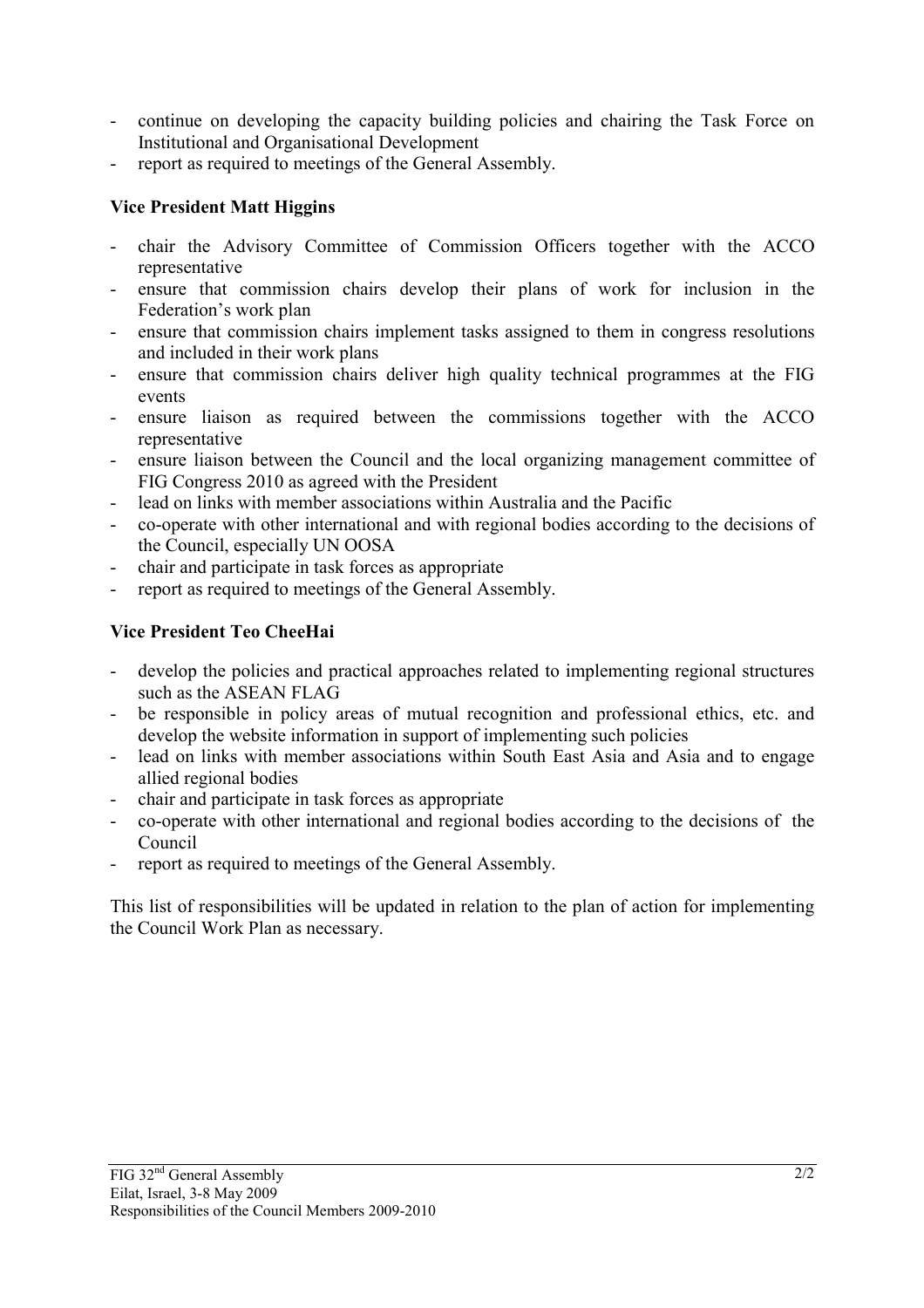- continue on developing the capacity building policies and chairing the Task Force on Institutional and Organisational Development
- report as required to meetings of the General Assembly.

**Vice President Matt Higgins**

- chair the Advisory Committee of Commission Officers together with the ACCO representative
- ensure that commission chairs develop their plans of work for inclusion in the Federation's work plan
- ensure that commission chairs implement tasks assigned to them in congress resolutions and included in their work plans
- ensure that commission chairs deliver high quality technical programmes at the FIG events
- ensure liaison as required between the commissions together with the ACCO representative
- ensure liaison between the Council and the local organizing management committee of FIG Congress 2010 as agreed with the President
- lead on links with member associations within Australia and the Pacific
- co-operate with other international and with regional bodies according to the decisions of the Council, especially UN OOSA
- chair and participate in task forces as appropriate
- report as required to meetings of the General Assembly.

**Vice President Teo CheeHai**

- develop the policies and practical approaches related to implementing regional structures such as the ASEAN FLAG
- be responsible in policy areas of mutual recognition and professional ethics, etc. and develop the website information in support of implementing such policies
- lead on links with member associations within South East Asia and Asia and to engage allied regional bodies
- chair and participate in task forces as appropriate
- co-operate with other international and regional bodies according to the decisions of the Council
- report as required to meetings of the General Assembly.

This list of responsibilities will be updated in relation to the plan of action for implementing the Council Work Plan as necessary.